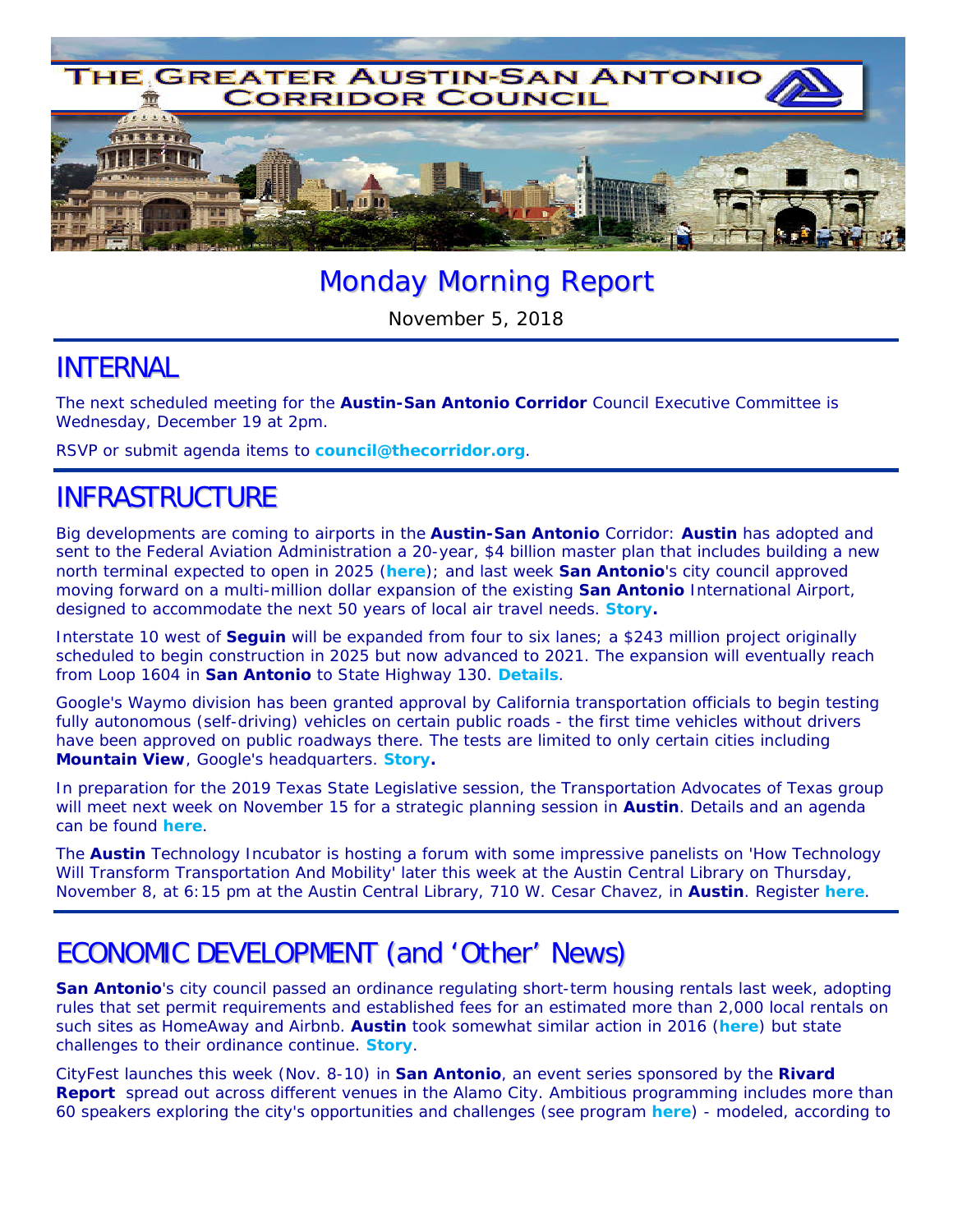# THE GREATER AUSTIN-SAN ANTONIO CORRIDOR COUNCIL

# Monday Morning Report

November 5, 2018

## INTERNAL

The next scheduled meeting for the **Austin-San Antonio Corridor** Council Executive Committee is Wednesday, December 19 at 2pm.

RSVP or submit agenda items to **council@thecorridor.org**.

## INFRASTRUCTURE

Big developments are coming to airports in the **Austin-San Antonio** Corridor: **Austin** has adopted and sent to the Federal Aviation Administration a 20-year, $4 billion master plan that includes building a new north terminal expected to open in 2025 (**here**); and last week **San Antonio**'s city council approved moving forward on a multi-million dollar expansion of the existing **San Antonio** International Airport, designed to accommodate the next 50 years of local air travel needs. **Story.**

Interstate 10 west of **Seguin** will be expanded from four to six lanes; a $243 million project originally scheduled to begin construction in 2025 but now advanced to 2021. The expansion will eventually reach from Loop 1604 in **San Antonio** to State Highway 130. **Details**.

Google's Waymo division has been granted approval by California transportation officials to begin testing fully autonomous (self-driving) vehicles on certain public roads - the first time vehicles without drivers have been approved on public roadways there. The tests are limited to only certain cities including **Mountain View**, Google's headquarters. **Story.**

In preparation for the 2019 Texas State Legislative session, the Transportation Advocates of Texas group will meet next week on November 15 for a strategic planning session in **Austin**. Details and an agenda can be found **here**.

The **Austin** Technology Incubator is hosting a forum with some impressive panelists on 'How Technology Will Transform Transportation And Mobility' later this week at the Austin Central Library on Thursday, November 8, at 6:15 pm at the Austin Central Library, 710 W. Cesar Chavez, in **Austin**. Register **here**.

## ECONOMIC DEVELOPMENT (and 'Other' News)

**San Antonio**'s city council passed an ordinance regulating short-term housing rentals last week, adopting rules that set permit requirements and established fees for an estimated more than 2,000 local rentals on such sites as HomeAway and Airbnb. **Austin** took somewhat similar action in 2016 (**here**) but state challenges to their ordinance continue. **Story**.

CityFest launches this week (Nov. 8-10) in **San Antonio**, an event series sponsored by the **Rivard Report** spread out across different venues in the Alamo City. Ambitious programming includes more than 60 speakers exploring the city's opportunities and challenges (see program **here**) - modeled, according to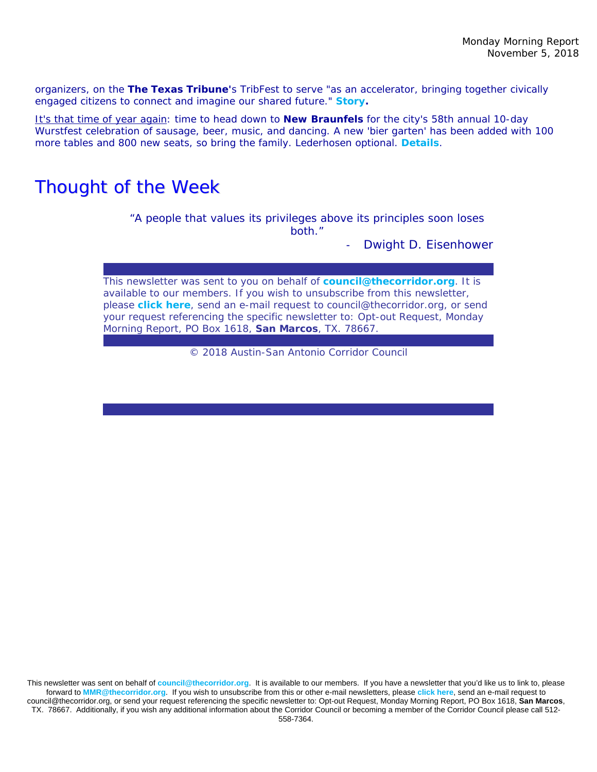organizers, on the **The Texas Tribune'**s TribFest to serve "as an accelerator, bringing together civically engaged citizens to connect and imagine our shared future." **Story.**

It's that time of year again: time to head down to **New Braunfels** for the city's 58th annual 10-day Wurstfest celebration of sausage, beer, music, and dancing. A new 'bier garten' has been added with 100 more tables and 800 new seats, so bring the family. Lederhosen optional. **Details**.

# Thought of the Week

"A people that values its privileges above its principles soon loses both."

\- Dwight D. Eisenhower

This newsletter was sent to you on behalf of **council@thecorridor.org**. It is available to our members. If you wish to unsubscribe from this newsletter, please **click here**, send an e-mail request to council@thecorridor.org, or send your request referencing the specific newsletter to: Opt-out Request, Monday Morning Report, PO Box 1618, **San Marcos**, TX. 78667.

© 2018 Austin-San Antonio Corridor Council

This newsletter was sent on behalf of **council@thecorridor.org**. It is available to our members. If you have a newsletter that you'd like us to link to, please forward to **MMR@thecorridor.org**. If you wish to unsubscribe from this or other e-mail newsletters, please **click here**, send an e-mail request to council@thecorridor.org, or send your request referencing the specific newsletter to: Opt-out Request, Monday Morning Report, PO Box 1618, **San Marcos**, TX. 78667. Additionally, if you wish any additional information about the Corridor Council or becoming a member of the Corridor Council please call 512-558-7364.